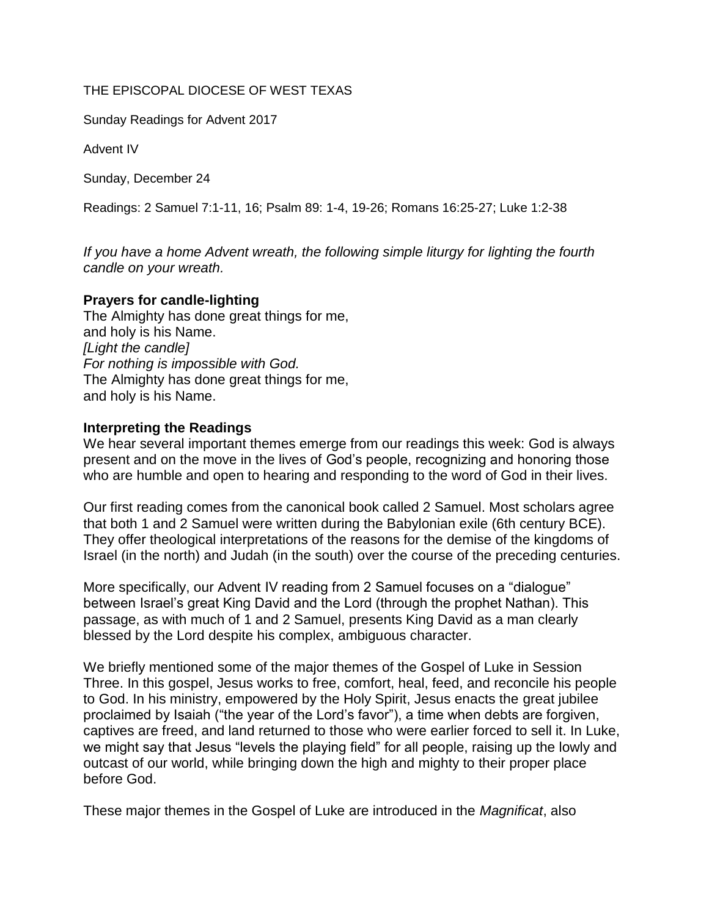THE EPISCOPAL DIOCESE OF WEST TEXAS

Sunday Readings for Advent 2017

Advent IV

Sunday, December 24

Readings: 2 Samuel 7:1-11, 16; Psalm 89: 1-4, 19-26; Romans 16:25-27; Luke 1:2-38

*If you have a home Advent wreath, the following simple liturgy for lighting the fourth candle on your wreath.*

**Prayers for candle-lighting**

The Almighty has done great things for me,
and holy is his Name.
*[Light the candle]*
*For nothing is impossible with God.*
The Almighty has done great things for me,
and holy is his Name.

**Interpreting the Readings**

We hear several important themes emerge from our readings this week: God is always present and on the move in the lives of God's people, recognizing and honoring those who are humble and open to hearing and responding to the word of God in their lives.

Our first reading comes from the canonical book called 2 Samuel. Most scholars agree that both 1 and 2 Samuel were written during the Babylonian exile (6th century BCE). They offer theological interpretations of the reasons for the demise of the kingdoms of Israel (in the north) and Judah (in the south) over the course of the preceding centuries.

More specifically, our Advent IV reading from 2 Samuel focuses on a "dialogue" between Israel's great King David and the Lord (through the prophet Nathan). This passage, as with much of 1 and 2 Samuel, presents King David as a man clearly blessed by the Lord despite his complex, ambiguous character.

We briefly mentioned some of the major themes of the Gospel of Luke in Session Three. In this gospel, Jesus works to free, comfort, heal, feed, and reconcile his people to God. In his ministry, empowered by the Holy Spirit, Jesus enacts the great jubilee proclaimed by Isaiah ("the year of the Lord's favor"), a time when debts are forgiven, captives are freed, and land returned to those who were earlier forced to sell it. In Luke, we might say that Jesus "levels the playing field" for all people, raising up the lowly and outcast of our world, while bringing down the high and mighty to their proper place before God.

These major themes in the Gospel of Luke are introduced in the *Magnificat*, also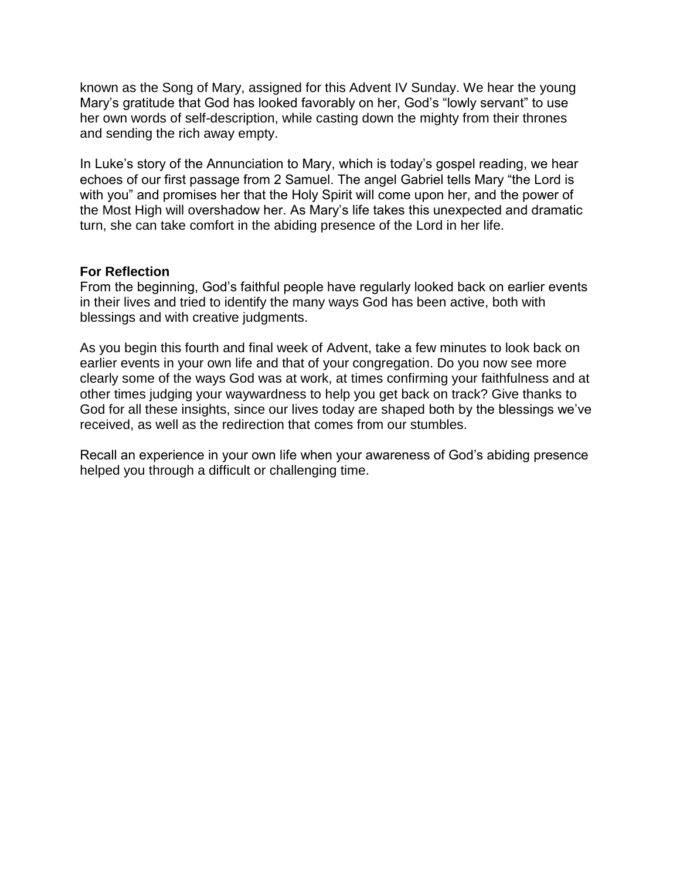known as the Song of Mary, assigned for this Advent IV Sunday. We hear the young Mary's gratitude that God has looked favorably on her, God's "lowly servant" to use her own words of self-description, while casting down the mighty from their thrones and sending the rich away empty.

In Luke's story of the Annunciation to Mary, which is today's gospel reading, we hear echoes of our first passage from 2 Samuel. The angel Gabriel tells Mary "the Lord is with you" and promises her that the Holy Spirit will come upon her, and the power of the Most High will overshadow her. As Mary's life takes this unexpected and dramatic turn, she can take comfort in the abiding presence of the Lord in her life.

**For Reflection**

From the beginning, God's faithful people have regularly looked back on earlier events in their lives and tried to identify the many ways God has been active, both with blessings and with creative judgments.

As you begin this fourth and final week of Advent, take a few minutes to look back on earlier events in your own life and that of your congregation. Do you now see more clearly some of the ways God was at work, at times confirming your faithfulness and at other times judging your waywardness to help you get back on track? Give thanks to God for all these insights, since our lives today are shaped both by the blessings we've received, as well as the redirection that comes from our stumbles.

Recall an experience in your own life when your awareness of God's abiding presence helped you through a difficult or challenging time.